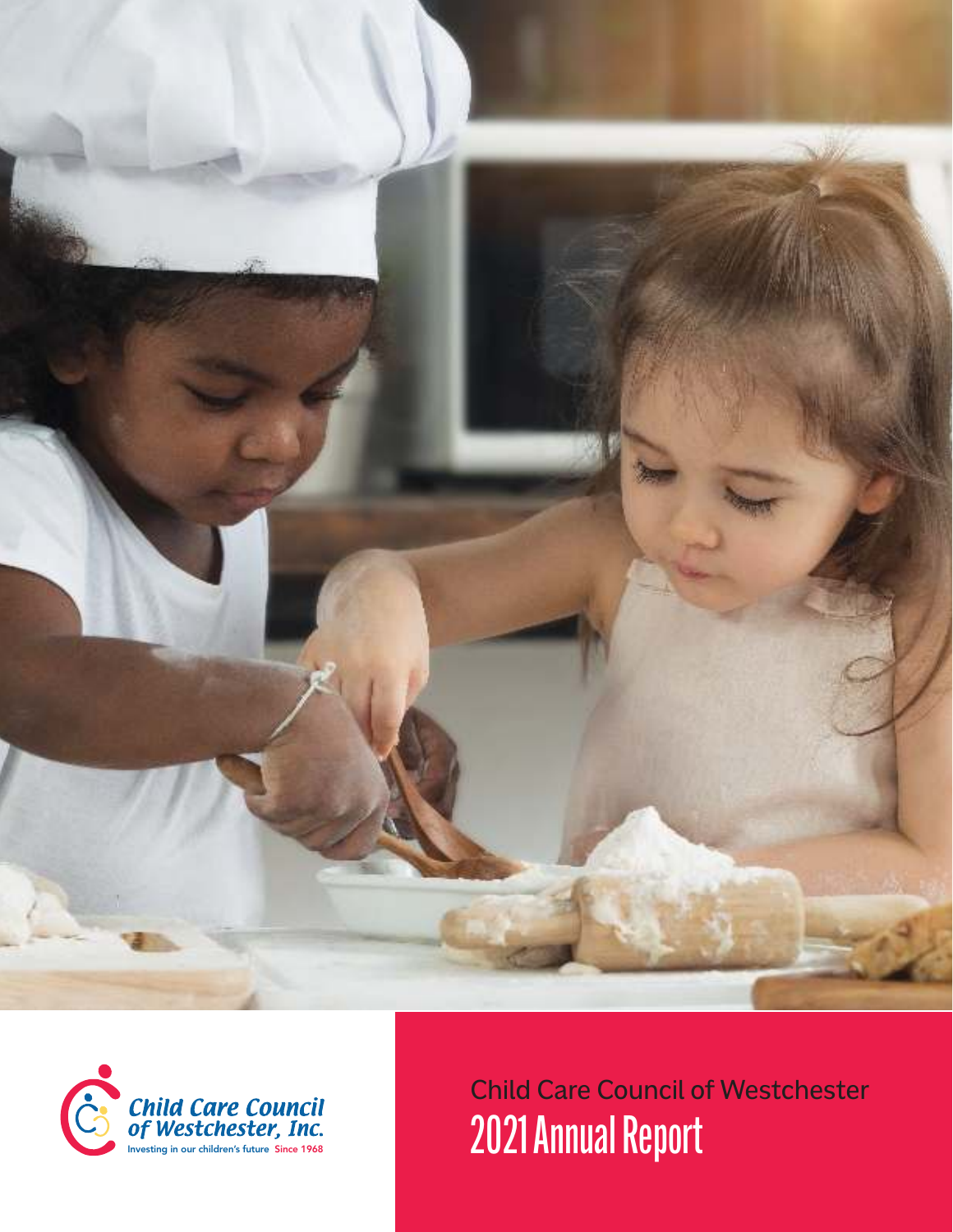Child Care Council of Westchester, Inc.

Investing in our children's future Since 1968

Child Care Council of Westchester

# 2021 Annual Report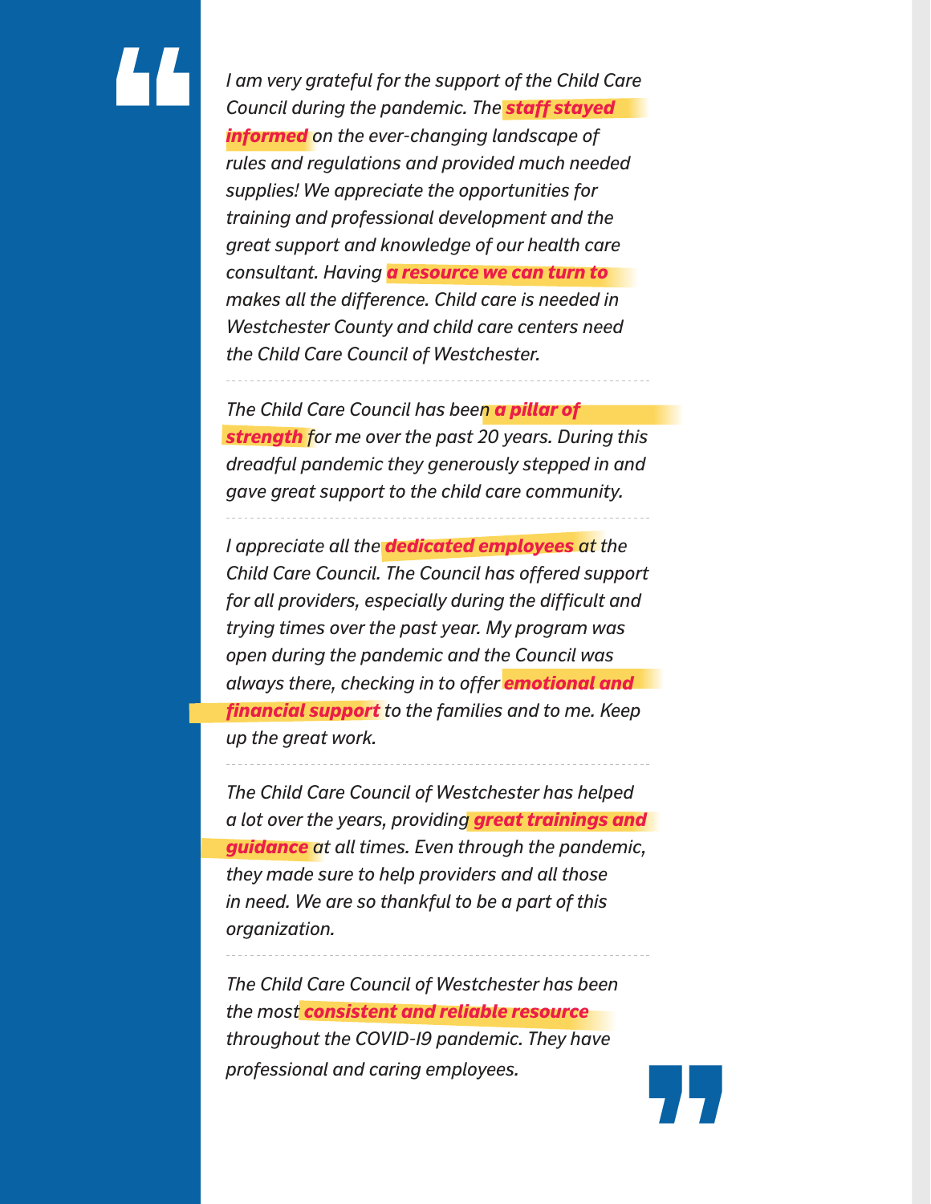*I am very grateful for the support of the Child Care Council during the pandemic. The* ***staff stayed informed*** *on the ever-changing landscape of rules and regulations and provided much needed supplies! We appreciate the opportunities for training and professional development and the great support and knowledge of our health care consultant. Having* ***a resource we can turn to*** *makes all the difference. Child care is needed in Westchester County and child care centers need the Child Care Council of Westchester.*

---

*The Child Care Council has been* ***a pillar of strength*** *for me over the past 20 years. During this dreadful pandemic they generously stepped in and gave great support to the child care community.*

---

*I appreciate all the* ***dedicated employees*** *at the Child Care Council. The Council has offered support for all providers, especially during the difficult and trying times over the past year. My program was open during the pandemic and the Council was always there, checking in to offer* ***emotional and financial support*** *to the families and to me. Keep up the great work.*

---

*The Child Care Council of Westchester has helped a lot over the years, providing* ***great trainings and guidance*** *at all times. Even through the pandemic, they made sure to help providers and all those in need. We are so thankful to be a part of this organization.*

---

*The Child Care Council of Westchester has been the most* ***consistent and reliable resource*** *throughout the COVID-19 pandemic. They have professional and caring employees.*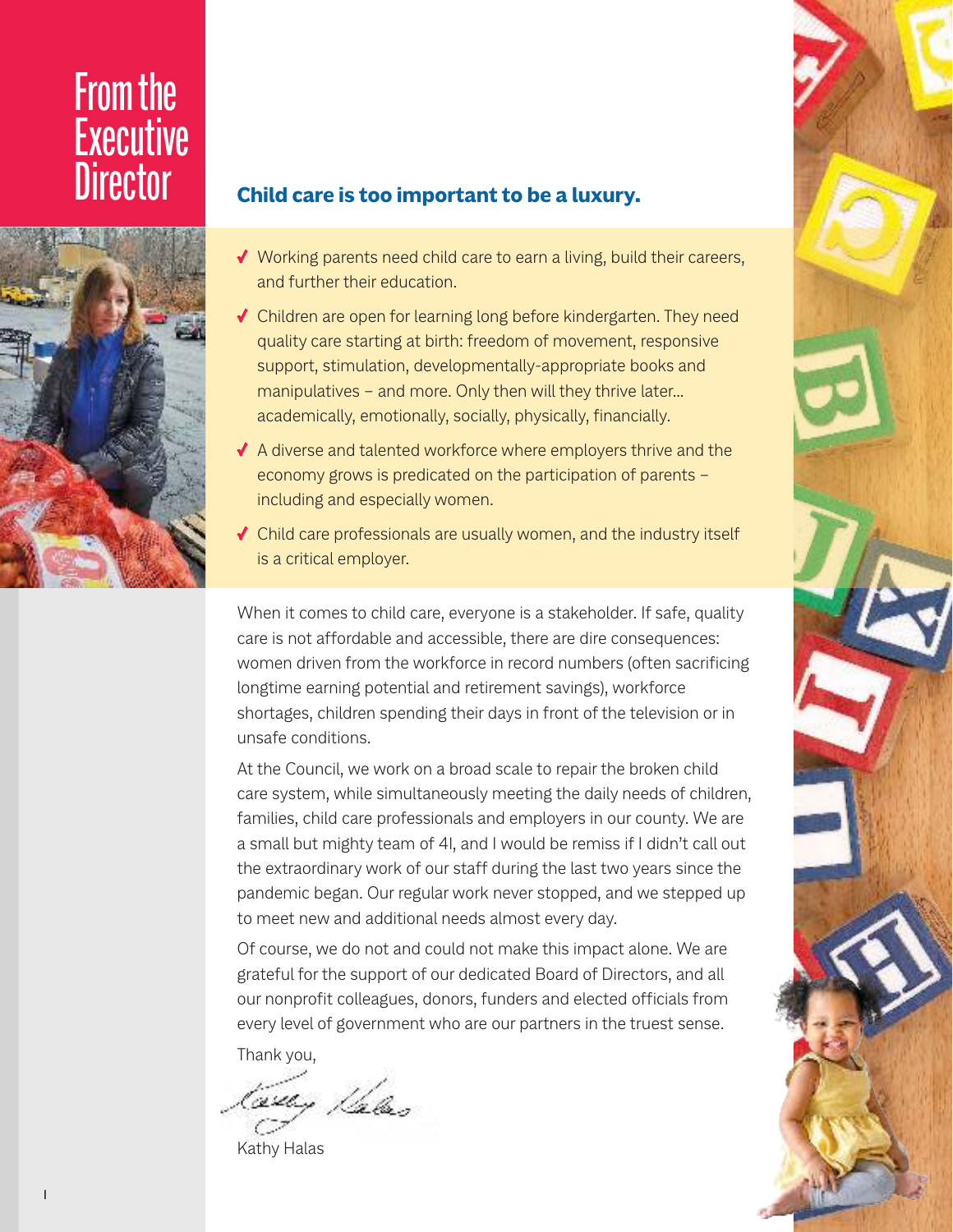# From the Executive Director

## Child care is too important to be a luxury.

- ✓ Working parents need child care to earn a living, build their careers, and further their education.
- ✓ Children are open for learning long before kindergarten. They need quality care starting at birth: freedom of movement, responsive support, stimulation, developmentally-appropriate books and manipulatives – and more. Only then will they thrive later… academically, emotionally, socially, physically, financially.
- ✓ A diverse and talented workforce where employers thrive and the economy grows is predicated on the participation of parents – including and especially women.
- ✓ Child care professionals are usually women, and the industry itself is a critical employer.

When it comes to child care, everyone is a stakeholder. If safe, quality care is not affordable and accessible, there are dire consequences: women driven from the workforce in record numbers (often sacrificing longtime earning potential and retirement savings), workforce shortages, children spending their days in front of the television or in unsafe conditions.

At the Council, we work on a broad scale to repair the broken child care system, while simultaneously meeting the daily needs of children, families, child care professionals and employers in our county. We are a small but mighty team of 41, and I would be remiss if I didn't call out the extraordinary work of our staff during the last two years since the pandemic began. Our regular work never stopped, and we stepped up to meet new and additional needs almost every day.

Of course, we do not and could not make this impact alone. We are grateful for the support of our dedicated Board of Directors, and all our nonprofit colleagues, donors, funders and elected officials from every level of government who are our partners in the truest sense.

Thank you,

Kathy Halas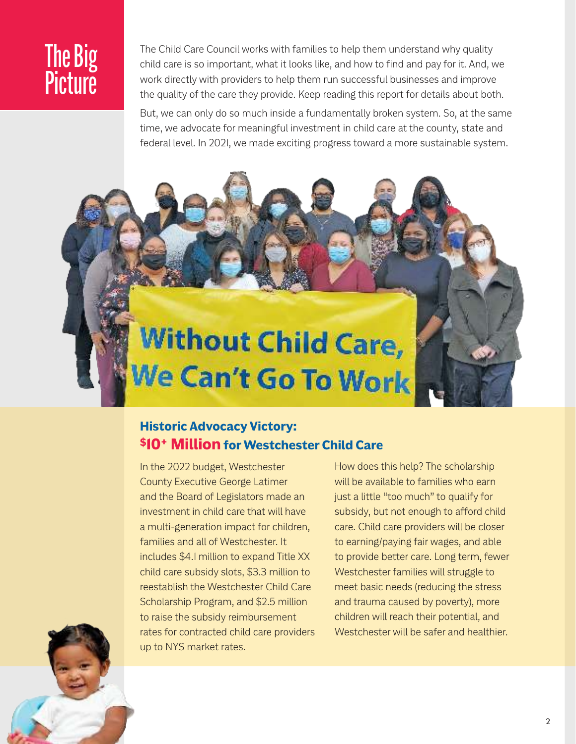# The Big Picture

The Child Care Council works with families to help them understand why quality child care is so important, what it looks like, and how to find and pay for it. And, we work directly with providers to help them run successful businesses and improve the quality of the care they provide. Keep reading this report for details about both.

But, we can only do so much inside a fundamentally broken system. So, at the same time, we advocate for meaningful investment in child care at the county, state and federal level. In 2021, we made exciting progress toward a more sustainable system.

Without Child Care, We Can't Go To Work

## Historic Advocacy Victory: $10+ Million for Westchester Child Care

In the 2022 budget, Westchester County Executive George Latimer and the Board of Legislators made an investment in child care that will have a multi-generation impact for children, families and all of Westchester. It includes $4.1 million to expand Title XX child care subsidy slots, $3.3 million to reestablish the Westchester Child Care Scholarship Program, and $2.5 million to raise the subsidy reimbursement rates for contracted child care providers up to NYS market rates.

How does this help? The scholarship will be available to families who earn just a little "too much" to qualify for subsidy, but not enough to afford child care. Child care providers will be closer to earning/paying fair wages, and able to provide better care. Long term, fewer Westchester families will struggle to meet basic needs (reducing the stress and trauma caused by poverty), more children will reach their potential, and Westchester will be safer and healthier.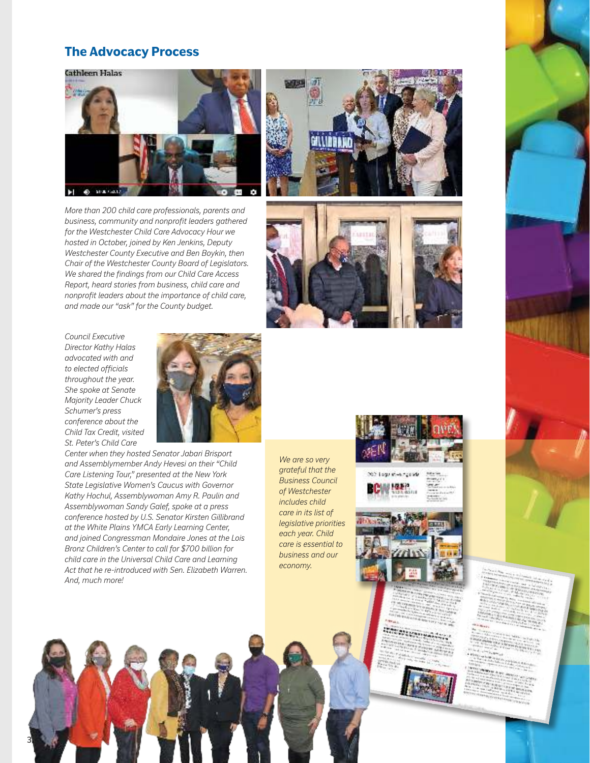## The Advocacy Process

*More than 200 child care professionals, parents and business, community and nonprofit leaders gathered for the Westchester Child Care Advocacy Hour we hosted in October, joined by Ken Jenkins, Deputy Westchester County Executive and Ben Boykin, then Chair of the Westchester County Board of Legislators. We shared the findings from our Child Care Access Report, heard stories from business, child care and nonprofit leaders about the importance of child care, and made our "ask" for the County budget.*

*Council Executive Director Kathy Halas advocated with and to elected officials throughout the year. She spoke at Senate Majority Leader Chuck Schumer's press conference about the Child Tax Credit, visited St. Peter's Child Care Center when they hosted Senator Jabari Brisport and Assemblymember Andy Hevesi on their "Child Care Listening Tour," presented at the New York State Legislative Women's Caucus with Governor Kathy Hochul, Assemblywoman Amy R. Paulin and Assemblywoman Sandy Galef, spoke at a press conference hosted by U.S. Senator Kirsten Gillibrand at the White Plains YMCA Early Learning Center, and joined Congressman Mondaire Jones at the Lois Bronz Children's Center to call for $700 billion for child care in the Universal Child Care and Learning Act that he re-introduced with Sen. Elizabeth Warren. And, much more!*

*We are so very grateful that the Business Council of Westchester includes child care in its list of legislative priorities each year. Child care is essential to business and our economy.*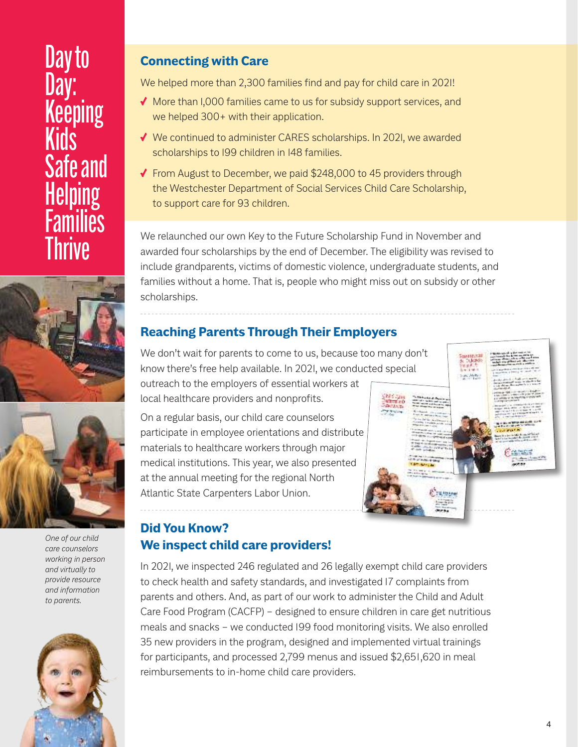# Day to Day: Keeping Kids Safe and Helping Families Thrive

## Connecting with Care

We helped more than 2,300 families find and pay for child care in 2021!

- ✓ More than 1,000 families came to us for subsidy support services, and we helped 300+ with their application.
- ✓ We continued to administer CARES scholarships. In 2021, we awarded scholarships to 199 children in 148 families.
- ✓ From August to December, we paid $248,000 to 45 providers through the Westchester Department of Social Services Child Care Scholarship, to support care for 93 children.

We relaunched our own Key to the Future Scholarship Fund in November and awarded four scholarships by the end of December. The eligibility was revised to include grandparents, victims of domestic violence, undergraduate students, and families without a home. That is, people who might miss out on subsidy or other scholarships.

## Reaching Parents Through Their Employers

We don't wait for parents to come to us, because too many don't know there's free help available. In 2021, we conducted special outreach to the employers of essential workers at local healthcare providers and nonprofits.

On a regular basis, our child care counselors participate in employee orientations and distribute materials to healthcare workers through major medical institutions. This year, we also presented at the annual meeting for the regional North Atlantic State Carpenters Labor Union.

## Did You Know? We inspect child care providers!

In 2021, we inspected 246 regulated and 26 legally exempt child care providers to check health and safety standards, and investigated 17 complaints from parents and others. And, as part of our work to administer the Child and Adult Care Food Program (CACFP) – designed to ensure children in care get nutritious meals and snacks – we conducted 199 food monitoring visits. We also enrolled 35 new providers in the program, designed and implemented virtual trainings for participants, and processed 2,799 menus and issued $2,651,620 in meal reimbursements to in-home child care providers.

*One of our child care counselors working in person and virtually to provide resource and information to parents.*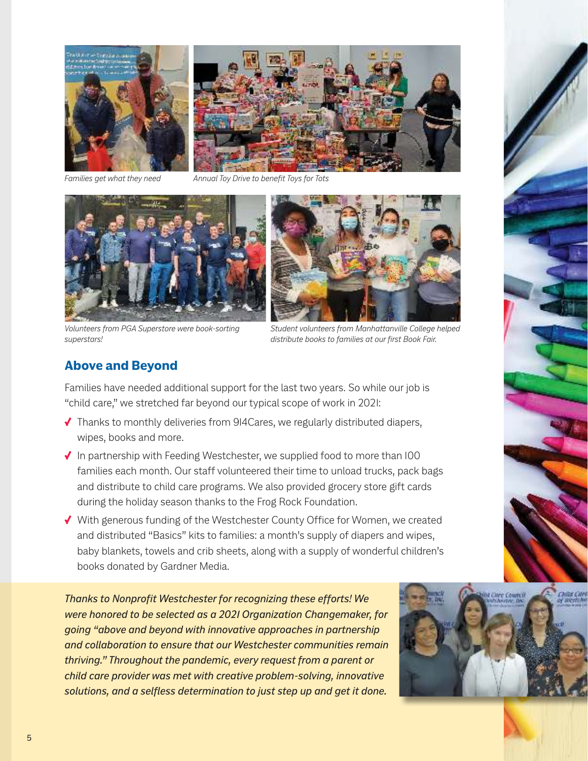*Families get what they need*

*Annual Toy Drive to benefit Toys for Tots*

*Volunteers from PGA Superstore were book-sorting superstars!*

*Student volunteers from Manhattanville College helped distribute books to families at our first Book Fair.*

## Above and Beyond

Families have needed additional support for the last two years. So while our job is "child care," we stretched far beyond our typical scope of work in 2021:

- Thanks to monthly deliveries from 914Cares, we regularly distributed diapers, wipes, books and more.
- In partnership with Feeding Westchester, we supplied food to more than 100 families each month. Our staff volunteered their time to unload trucks, pack bags and distribute to child care programs. We also provided grocery store gift cards during the holiday season thanks to the Frog Rock Foundation.
- With generous funding of the Westchester County Office for Women, we created and distributed "Basics" kits to families: a month's supply of diapers and wipes, baby blankets, towels and crib sheets, along with a supply of wonderful children's books donated by Gardner Media.

*Thanks to Nonprofit Westchester for recognizing these efforts! We were honored to be selected as a 2021 Organization Changemaker, for going "above and beyond with innovative approaches in partnership and collaboration to ensure that our Westchester communities remain thriving." Throughout the pandemic, every request from a parent or child care provider was met with creative problem-solving, innovative solutions, and a selfless determination to just step up and get it done.*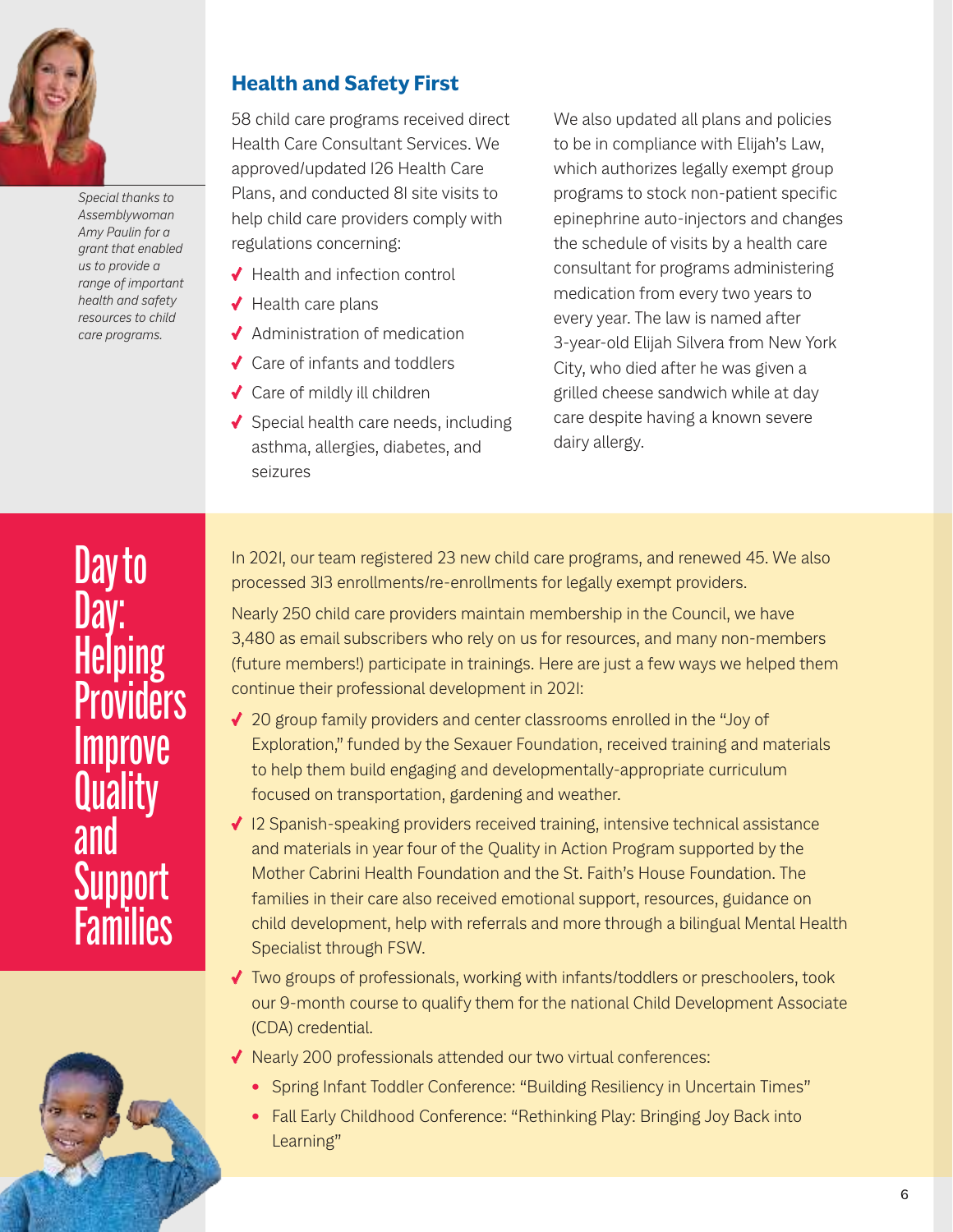*Special thanks to Assemblywoman Amy Paulin for a grant that enabled us to provide a range of important health and safety resources to child care programs.*

## Health and Safety First

58 child care programs received direct Health Care Consultant Services. We approved/updated 126 Health Care Plans, and conducted 81 site visits to help child care providers comply with regulations concerning:

- Health and infection control
- Health care plans
- Administration of medication
- Care of infants and toddlers
- Care of mildly ill children
- Special health care needs, including asthma, allergies, diabetes, and seizures

We also updated all plans and policies to be in compliance with Elijah's Law, which authorizes legally exempt group programs to stock non-patient specific epinephrine auto-injectors and changes the schedule of visits by a health care consultant for programs administering medication from every two years to every year. The law is named after 3-year-old Elijah Silvera from New York City, who died after he was given a grilled cheese sandwich while at day care despite having a known severe dairy allergy.

## Day to Day: Helping Providers Improve Quality and Support Families

In 2021, our team registered 23 new child care programs, and renewed 45. We also processed 313 enrollments/re-enrollments for legally exempt providers.

Nearly 250 child care providers maintain membership in the Council, we have 3,480 as email subscribers who rely on us for resources, and many non-members (future members!) participate in trainings. Here are just a few ways we helped them continue their professional development in 2021:

- 20 group family providers and center classrooms enrolled in the "Joy of Exploration," funded by the Sexauer Foundation, received training and materials to help them build engaging and developmentally-appropriate curriculum focused on transportation, gardening and weather.
- 12 Spanish-speaking providers received training, intensive technical assistance and materials in year four of the Quality in Action Program supported by the Mother Cabrini Health Foundation and the St. Faith's House Foundation. The families in their care also received emotional support, resources, guidance on child development, help with referrals and more through a bilingual Mental Health Specialist through FSW.
- Two groups of professionals, working with infants/toddlers or preschoolers, took our 9-month course to qualify them for the national Child Development Associate (CDA) credential.
- Nearly 200 professionals attended our two virtual conferences:
  - Spring Infant Toddler Conference: "Building Resiliency in Uncertain Times"
  - Fall Early Childhood Conference: "Rethinking Play: Bringing Joy Back into Learning"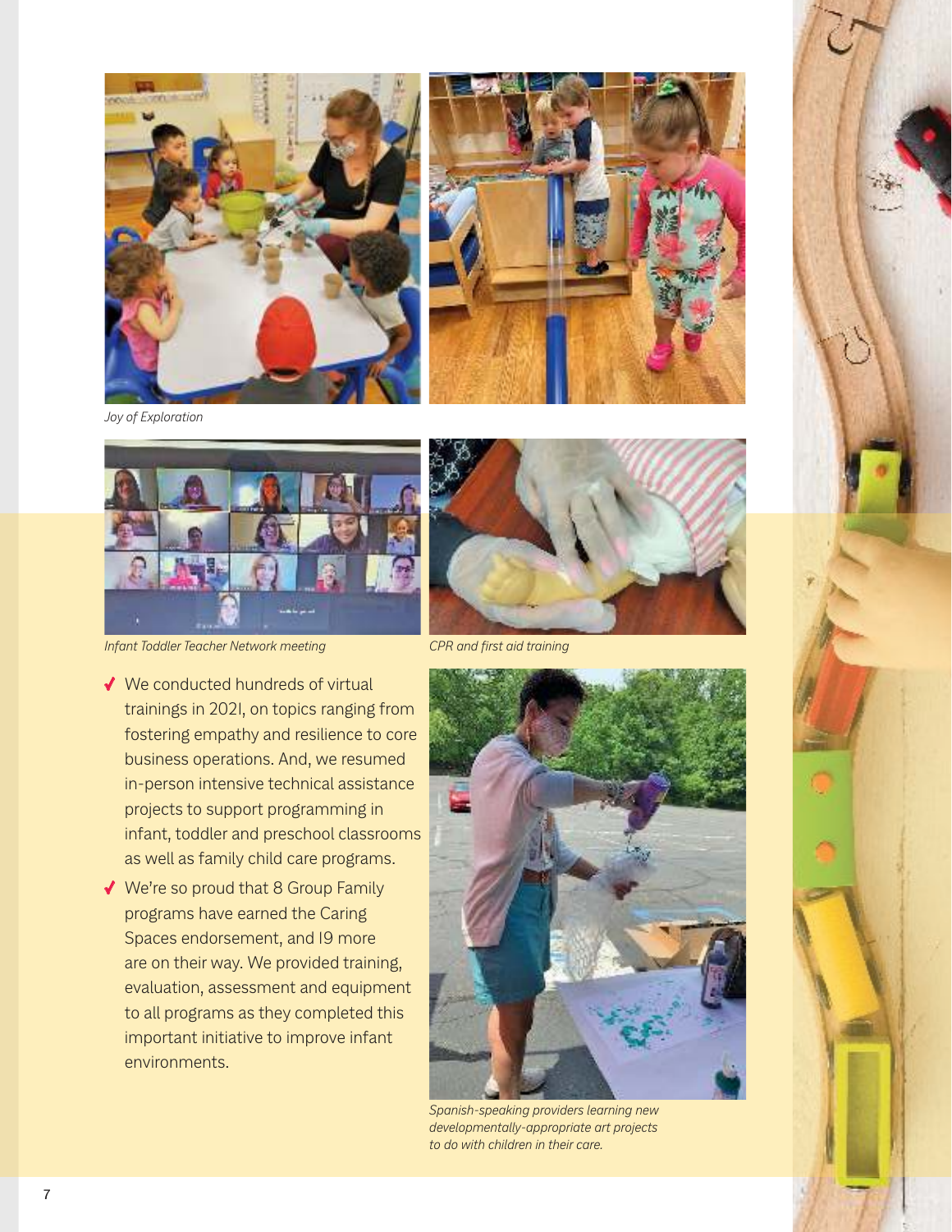*Joy of Exploration*

*Infant Toddler Teacher Network meeting*

*CPR and first aid training*

- We conducted hundreds of virtual trainings in 2021, on topics ranging from fostering empathy and resilience to core business operations. And, we resumed in-person intensive technical assistance projects to support programming in infant, toddler and preschool classrooms as well as family child care programs.
- We're so proud that 8 Group Family programs have earned the Caring Spaces endorsement, and 19 more are on their way. We provided training, evaluation, assessment and equipment to all programs as they completed this important initiative to improve infant environments.

*Spanish-speaking providers learning new developmentally-appropriate art projects to do with children in their care.*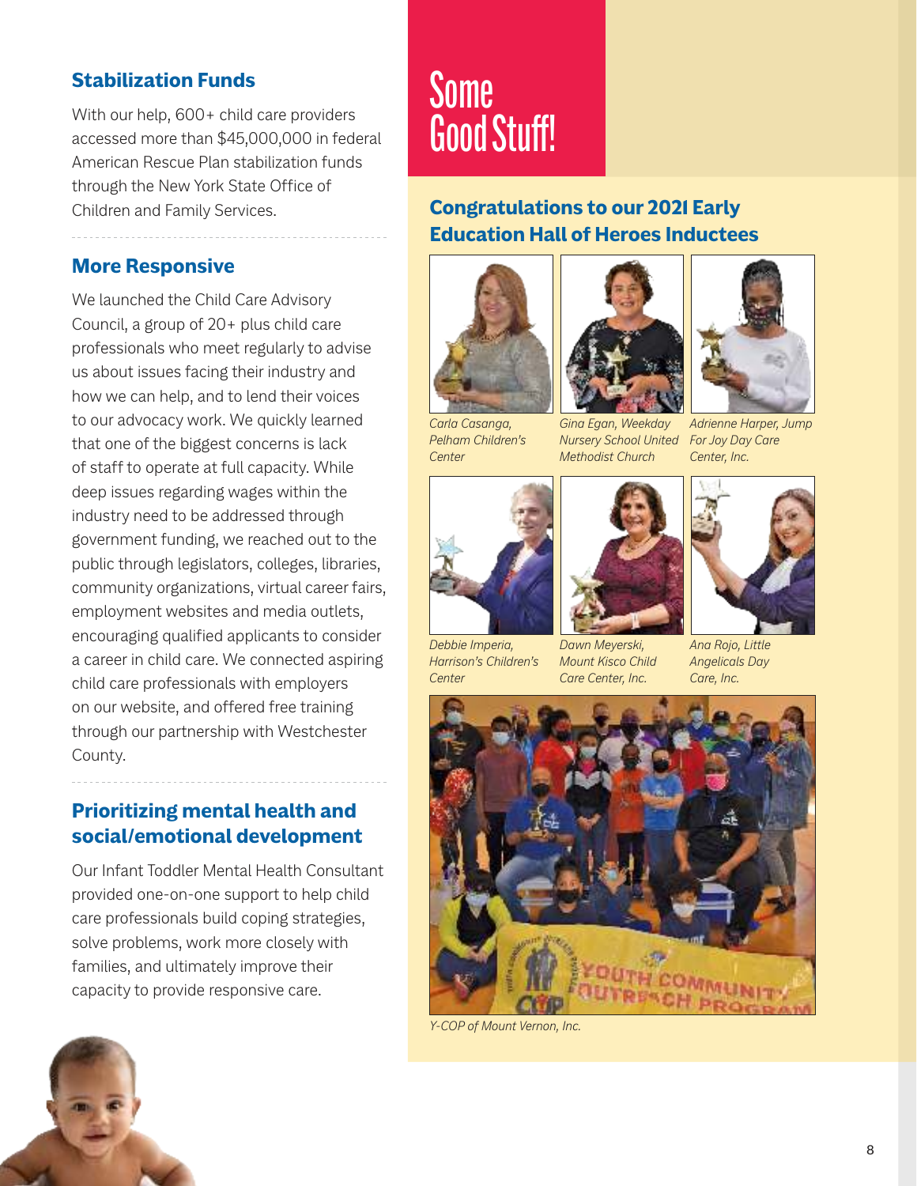## Stabilization Funds

With our help, 600+ child care providers accessed more than $45,000,000 in federal American Rescue Plan stabilization funds through the New York State Office of Children and Family Services.

## More Responsive

We launched the Child Care Advisory Council, a group of 20+ plus child care professionals who meet regularly to advise us about issues facing their industry and how we can help, and to lend their voices to our advocacy work. We quickly learned that one of the biggest concerns is lack of staff to operate at full capacity. While deep issues regarding wages within the industry need to be addressed through government funding, we reached out to the public through legislators, colleges, libraries, community organizations, virtual career fairs, employment websites and media outlets, encouraging qualified applicants to consider a career in child care. We connected aspiring child care professionals with employers on our website, and offered free training through our partnership with Westchester County.

## Prioritizing mental health and social/emotional development

Our Infant Toddler Mental Health Consultant provided one-on-one support to help child care professionals build coping strategies, solve problems, work more closely with families, and ultimately improve their capacity to provide responsive care.

# Some Good Stuff!

## Congratulations to our 2021 Early Education Hall of Heroes Inductees

*Carla Casanga, Pelham Children's Center*

*Gina Egan, Weekday Nursery School United Methodist Church*

*Adrienne Harper, Jump For Joy Day Care Center, Inc.*

*Debbie Imperia, Harrison's Children's Center*

*Dawn Meyerski, Mount Kisco Child Care Center, Inc.*

*Ana Rojo, Little Angelicals Day Care, Inc.*

*Y-COP of Mount Vernon, Inc.*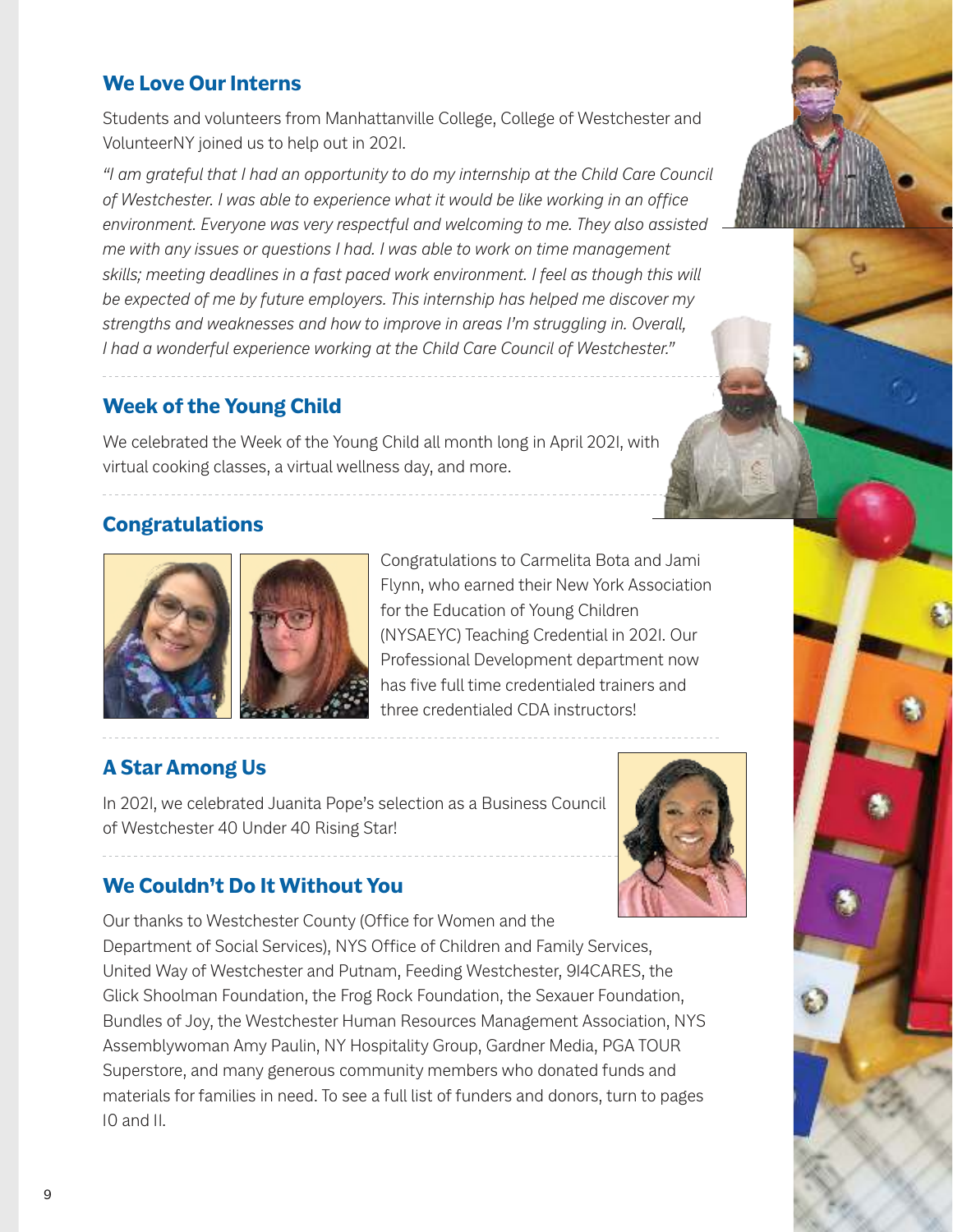## We Love Our Interns

Students and volunteers from Manhattanville College, College of Westchester and VolunteerNY joined us to help out in 2021.

*"I am grateful that I had an opportunity to do my internship at the Child Care Council of Westchester. I was able to experience what it would be like working in an office environment. Everyone was very respectful and welcoming to me. They also assisted me with any issues or questions I had. I was able to work on time management skills; meeting deadlines in a fast paced work environment. I feel as though this will be expected of me by future employers. This internship has helped me discover my strengths and weaknesses and how to improve in areas I'm struggling in. Overall, I had a wonderful experience working at the Child Care Council of Westchester."*

## Week of the Young Child

We celebrated the Week of the Young Child all month long in April 2021, with virtual cooking classes, a virtual wellness day, and more.

## Congratulations

Congratulations to Carmelita Bota and Jami Flynn, who earned their New York Association for the Education of Young Children (NYSAEYC) Teaching Credential in 2021. Our Professional Development department now has five full time credentialed trainers and three credentialed CDA instructors!

## A Star Among Us

In 2021, we celebrated Juanita Pope's selection as a Business Council of Westchester 40 Under 40 Rising Star!

## We Couldn't Do It Without You

Our thanks to Westchester County (Office for Women and the Department of Social Services), NYS Office of Children and Family Services, United Way of Westchester and Putnam, Feeding Westchester, 914CARES, the Glick Shoolman Foundation, the Frog Rock Foundation, the Sexauer Foundation, Bundles of Joy, the Westchester Human Resources Management Association, NYS Assemblywoman Amy Paulin, NY Hospitality Group, Gardner Media, PGA TOUR Superstore, and many generous community members who donated funds and materials for families in need. To see a full list of funders and donors, turn to pages 10 and 11.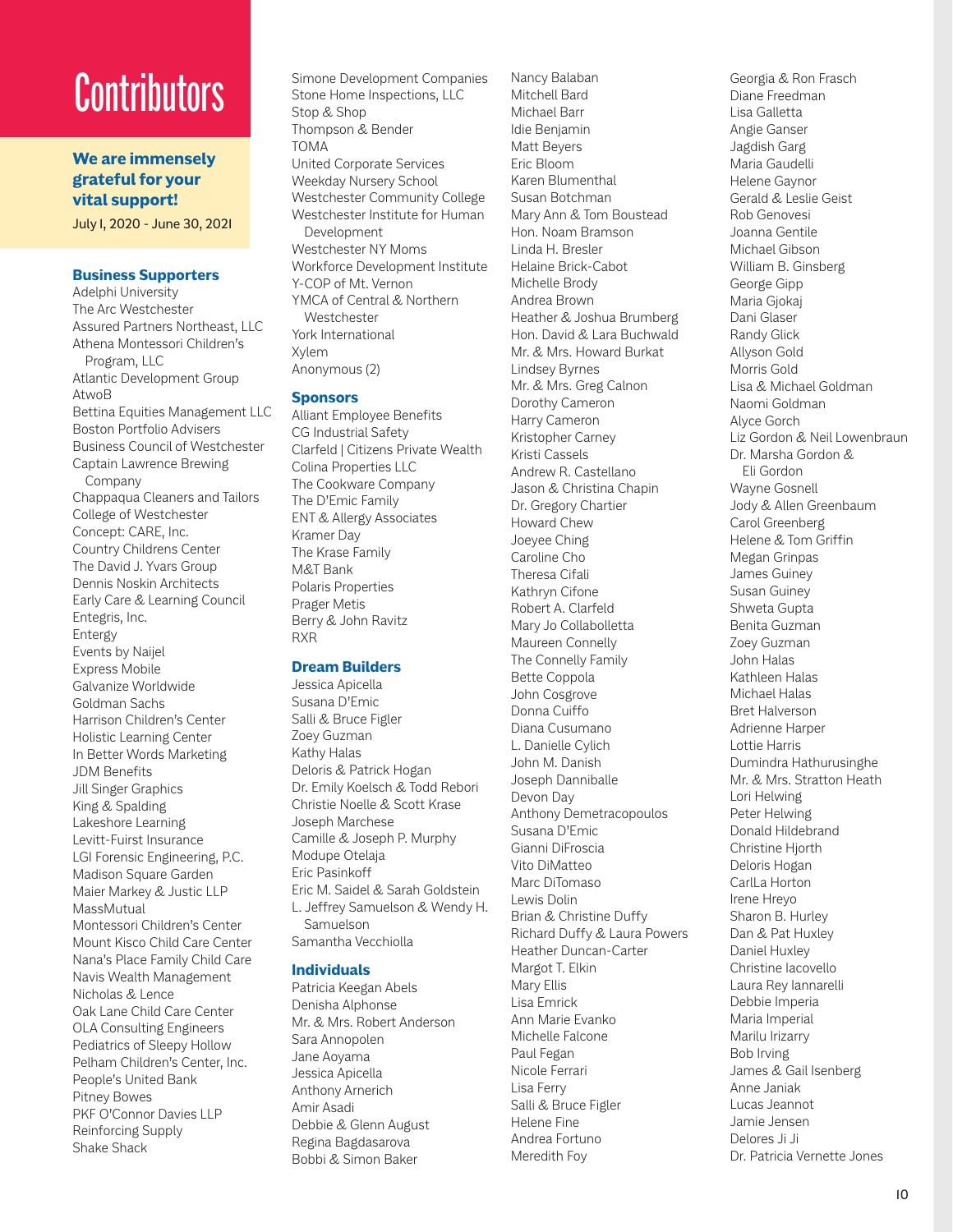# Contributors

**We are immensely grateful for your vital support!**

July 1, 2020 - June 30, 2021

## Business Supporters

Adelphi University
The Arc Westchester
Assured Partners Northeast, LLC
Athena Montessori Children's Program, LLC
Atlantic Development Group
AtwoB
Bettina Equities Management LLC
Boston Portfolio Advisers
Business Council of Westchester
Captain Lawrence Brewing Company
Chappaqua Cleaners and Tailors
College of Westchester
Concept: CARE, Inc.
Country Childrens Center
The David J. Yvars Group
Dennis Noskin Architects
Early Care & Learning Council
Entegris, Inc.
Entergy
Events by Naijel
Express Mobile
Galvanize Worldwide
Goldman Sachs
Harrison Children's Center
Holistic Learning Center
In Better Words Marketing
JDM Benefits
Jill Singer Graphics
King & Spalding
Lakeshore Learning
Levitt-Fuirst Insurance
LGI Forensic Engineering, P.C.
Madison Square Garden
Maier Markey & Justic LLP
MassMutual
Montessori Children's Center
Mount Kisco Child Care Center
Nana's Place Family Child Care
Navis Wealth Management
Nicholas & Lence
Oak Lane Child Care Center
OLA Consulting Engineers
Pediatrics of Sleepy Hollow
Pelham Children's Center, Inc.
People's United Bank
Pitney Bowes
PKF O'Connor Davies LLP
Reinforcing Supply
Shake Shack
Simone Development Companies
Stone Home Inspections, LLC
Stop & Shop
Thompson & Bender
TOMA
United Corporate Services
Weekday Nursery School
Westchester Community College
Westchester Institute for Human Development
Westchester NY Moms
Workforce Development Institute
Y-COP of Mt. Vernon
YMCA of Central & Northern Westchester
York International
Xylem
Anonymous (2)

## Sponsors

Alliant Employee Benefits
CG Industrial Safety
Clarfeld | Citizens Private Wealth
Colina Properties LLC
The Cookware Company
The D'Emic Family
ENT & Allergy Associates
Kramer Day
The Krase Family
M&T Bank
Polaris Properties
Prager Metis
Berry & John Ravitz
RXR

## Dream Builders

Jessica Apicella
Susana D'Emic
Salli & Bruce Figler
Zoey Guzman
Kathy Halas
Deloris & Patrick Hogan
Dr. Emily Koelsch & Todd Rebori
Christie Noelle & Scott Krase
Joseph Marchese
Camille & Joseph P. Murphy
Modupe Otelaja
Eric Pasinkoff
Eric M. Saidel & Sarah Goldstein
L. Jeffrey Samuelson & Wendy H. Samuelson
Samantha Vecchiolla

## Individuals

Patricia Keegan Abels
Denisha Alphonse
Mr. & Mrs. Robert Anderson
Sara Annopolen
Jane Aoyama
Jessica Apicella
Anthony Arnerich
Amir Asadi
Debbie & Glenn August
Regina Bagdasarova
Bobbi & Simon Baker
Nancy Balaban
Mitchell Bard
Michael Barr
Idie Benjamin
Matt Beyers
Eric Bloom
Karen Blumenthal
Susan Botchman
Mary Ann & Tom Boustead
Hon. Noam Bramson
Linda H. Bresler
Helaine Brick-Cabot
Michelle Brody
Andrea Brown
Heather & Joshua Brumberg
Hon. David & Lara Buchwald
Mr. & Mrs. Howard Burkat
Lindsey Byrnes
Mr. & Mrs. Greg Calnon
Dorothy Cameron
Harry Cameron
Kristopher Carney
Kristi Cassels
Andrew R. Castellano
Jason & Christina Chapin
Dr. Gregory Chartier
Howard Chew
Joeyee Ching
Caroline Cho
Theresa Cifali
Kathryn Cifone
Robert A. Clarfeld
Mary Jo Collabolletta
Maureen Connelly
The Connelly Family
Bette Coppola
John Cosgrove
Donna Cuiffo
Diana Cusumano
L. Danielle Cylich
John M. Danish
Joseph Danniballe
Devon Day
Anthony Demetracopoulos
Susana D'Emic
Gianni DiFroscia
Vito DiMatteo
Marc DiTomaso
Lewis Dolin
Brian & Christine Duffy
Richard Duffy & Laura Powers
Heather Duncan-Carter
Margot T. Elkin
Mary Ellis
Lisa Emrick
Ann Marie Evanko
Michelle Falcone
Paul Fegan
Nicole Ferrari
Lisa Ferry
Salli & Bruce Figler
Helene Fine
Andrea Fortuno
Meredith Foy
Georgia & Ron Frasch
Diane Freedman
Lisa Galletta
Angie Ganser
Jagdish Garg
Maria Gaudelli
Helene Gaynor
Gerald & Leslie Geist
Rob Genovesi
Joanna Gentile
Michael Gibson
William B. Ginsberg
George Gipp
Maria Gjokaj
Dani Glaser
Randy Glick
Allyson Gold
Morris Gold
Lisa & Michael Goldman
Naomi Goldman
Alyce Gorch
Liz Gordon & Neil Lowenbraun
Dr. Marsha Gordon & Eli Gordon
Wayne Gosnell
Jody & Allen Greenbaum
Carol Greenberg
Helene & Tom Griffin
Megan Grinpas
James Guiney
Susan Guiney
Shweta Gupta
Benita Guzman
Zoey Guzman
John Halas
Kathleen Halas
Michael Halas
Bret Halverson
Adrienne Harper
Lottie Harris
Dumindra Hathurusinghe
Mr. & Mrs. Stratton Heath
Lori Helwing
Peter Helwing
Donald Hildebrand
Christine Hjorth
Deloris Hogan
CarlLa Horton
Irene Hreyo
Sharon B. Hurley
Dan & Pat Huxley
Daniel Huxley
Christine Iacovello
Laura Rey Iannarelli
Debbie Imperia
Maria Imperial
Marilu Irizarry
Bob Irving
James & Gail Isenberg
Anne Janiak
Lucas Jeannot
Jamie Jensen
Delores Ji Ji
Dr. Patricia Vernette Jones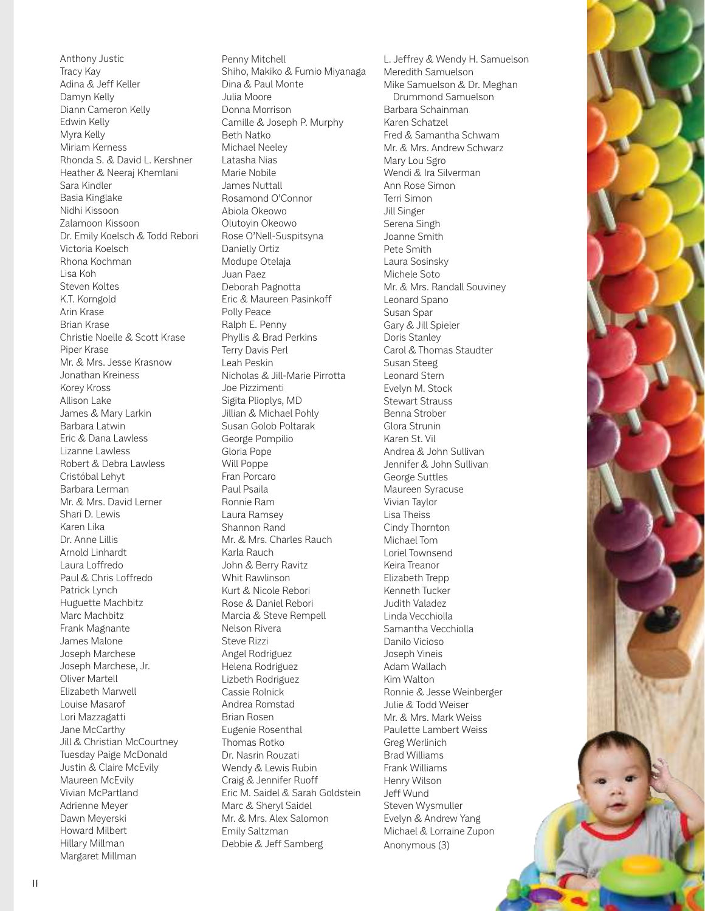Anthony Justic
Tracy Kay
Adina & Jeff Keller
Damyn Kelly
Diann Cameron Kelly
Edwin Kelly
Myra Kelly
Miriam Kerness
Rhonda S. & David L. Kershner
Heather & Neeraj Khemlani
Sara Kindler
Basia Kinglake
Nidhi Kissoon
Zalamoon Kissoon
Dr. Emily Koelsch & Todd Rebori
Victoria Koelsch
Rhona Kochman
Lisa Koh
Steven Koltes
K.T. Korngold
Arin Krase
Brian Krase
Christie Noelle & Scott Krase
Piper Krase
Mr. & Mrs. Jesse Krasnow
Jonathan Kreiness
Korey Kross
Allison Lake
James & Mary Larkin
Barbara Latwin
Eric & Dana Lawless
Lizanne Lawless
Robert & Debra Lawless
Cristóbal Lehyt
Barbara Lerman
Mr. & Mrs. David Lerner
Shari D. Lewis
Karen Lika
Dr. Anne Lillis
Arnold Linhardt
Laura Loffredo
Paul & Chris Loffredo
Patrick Lynch
Huguette Machbitz
Marc Machbitz
Frank Magnante
James Malone
Joseph Marchese
Joseph Marchese, Jr.
Oliver Martell
Elizabeth Marwell
Louise Masarof
Lori Mazzagatti
Jane McCarthy
Jill & Christian McCourtney
Tuesday Paige McDonald
Justin & Claire McEvily
Maureen McEvily
Vivian McPartland
Adrienne Meyer
Dawn Meyerski
Howard Milbert
Hillary Millman
Margaret Millman
Penny Mitchell
Shiho, Makiko & Fumio Miyanaga
Dina & Paul Monte
Julia Moore
Donna Morrison
Camille & Joseph P. Murphy
Beth Natko
Michael Neeley
Latasha Nias
Marie Nobile
James Nuttall
Rosamond O'Connor
Abiola Okeowo
Olutoyin Okeowo
Rose O'Nell-Suspitsyna
Danielly Ortiz
Modupe Otelaja
Juan Paez
Deborah Pagnotta
Eric & Maureen Pasinkoff
Polly Peace
Ralph E. Penny
Phyllis & Brad Perkins
Terry Davis Perl
Leah Peskin
Nicholas & Jill-Marie Pirrotta
Joe Pizzimenti
Sigita Plioplys, MD
Jillian & Michael Pohly
Susan Golob Poltarak
George Pompilio
Gloria Pope
Will Poppe
Fran Porcaro
Paul Psaila
Ronnie Ram
Laura Ramsey
Shannon Rand
Mr. & Mrs. Charles Rauch
Karla Rauch
John & Berry Ravitz
Whit Rawlinson
Kurt & Nicole Rebori
Rose & Daniel Rebori
Marcia & Steve Rempell
Nelson Rivera
Steve Rizzi
Angel Rodriguez
Helena Rodriguez
Lizbeth Rodriguez
Cassie Rolnick
Andrea Romstad
Brian Rosen
Eugenie Rosenthal
Thomas Rotko
Dr. Nasrin Rouzati
Wendy & Lewis Rubin
Craig & Jennifer Ruoff
Eric M. Saidel & Sarah Goldstein
Marc & Sheryl Saidel
Mr. & Mrs. Alex Salomon
Emily Saltzman
Debbie & Jeff Samberg
L. Jeffrey & Wendy H. Samuelson
Meredith Samuelson
Mike Samuelson & Dr. Meghan Drummond Samuelson
Barbara Schainman
Karen Schatzel
Fred & Samantha Schwam
Mr. & Mrs. Andrew Schwarz
Mary Lou Sgro
Wendi & Ira Silverman
Ann Rose Simon
Terri Simon
Jill Singer
Serena Singh
Joanne Smith
Pete Smith
Laura Sosinsky
Michele Soto
Mr. & Mrs. Randall Souviney
Leonard Spano
Susan Spar
Gary & Jill Spieler
Doris Stanley
Carol & Thomas Staudter
Susan Steeg
Leonard Stern
Evelyn M. Stock
Stewart Strauss
Benna Strober
Glora Strunin
Karen St. Vil
Andrea & John Sullivan
Jennifer & John Sullivan
George Suttles
Maureen Syracuse
Vivian Taylor
Lisa Theiss
Cindy Thornton
Michael Tom
Loriel Townsend
Keira Treanor
Elizabeth Trepp
Kenneth Tucker
Judith Valadez
Linda Vecchiolla
Samantha Vecchiolla
Danilo Vicioso
Joseph Vineis
Adam Wallach
Kim Walton
Ronnie & Jesse Weinberger
Julie & Todd Weiser
Mr. & Mrs. Mark Weiss
Paulette Lambert Weiss
Greg Werlinich
Brad Williams
Frank Williams
Henry Wilson
Jeff Wund
Steven Wysmuller
Evelyn & Andrew Yang
Michael & Lorraine Zupon
Anonymous (3)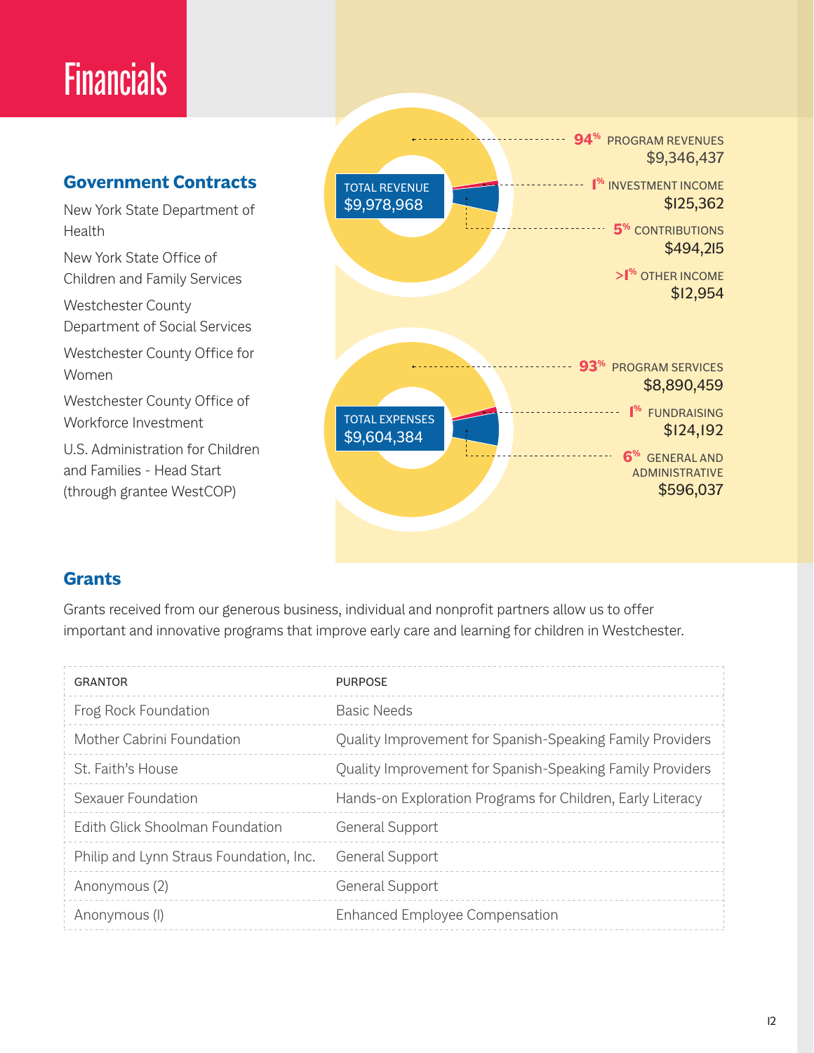# Financials

## Government Contracts

New York State Department of Health

New York State Office of Children and Family Services

Westchester County Department of Social Services

Westchester County Office for Women

Westchester County Office of Workforce Investment

U.S. Administration for Children and Families - Head Start (through grantee WestCOP)

**TOTAL REVENUE $9,978,968**

- **94%** PROGRAM REVENUES $9,346,437
- **1%** INVESTMENT INCOME $125,362
- **5%** CONTRIBUTIONS $494,215
- **>1%** OTHER INCOME $12,954

**TOTAL EXPENSES $9,604,384**

- **93%** PROGRAM SERVICES $8,890,459
- **1%** FUNDRAISING $124,192
- **6%** GENERAL AND ADMINISTRATIVE $596,037

## Grants

Grants received from our generous business, individual and nonprofit partners allow us to offer important and innovative programs that improve early care and learning for children in Westchester.

| GRANTOR | PURPOSE |
|---|---|
| Frog Rock Foundation | Basic Needs |
| Mother Cabrini Foundation | Quality Improvement for Spanish-Speaking Family Providers |
| St. Faith's House | Quality Improvement for Spanish-Speaking Family Providers |
| Sexauer Foundation | Hands-on Exploration Programs for Children, Early Literacy |
| Edith Glick Shoolman Foundation | General Support |
| Philip and Lynn Straus Foundation, Inc. | General Support |
| Anonymous (2) | General Support |
| Anonymous (1) | Enhanced Employee Compensation |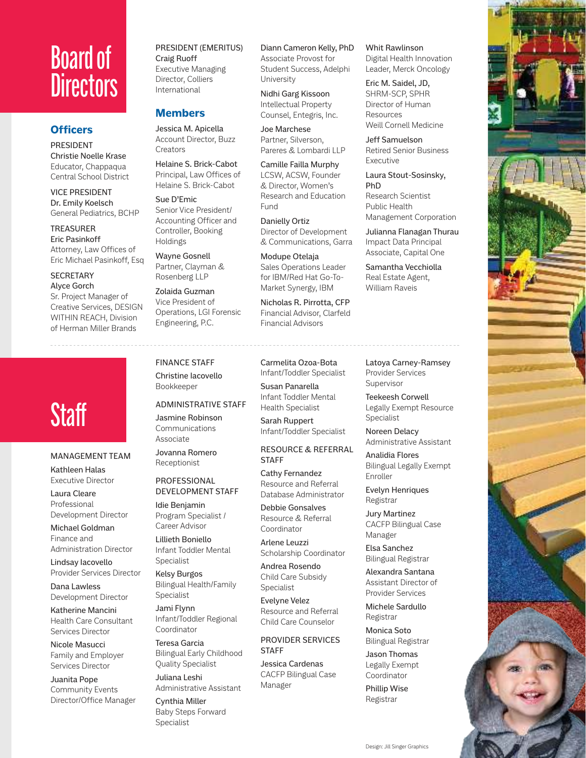# Board of Directors

## Officers

PRESIDENT
**Christie Noelle Krase**
Educator, Chappaqua Central School District

VICE PRESIDENT
**Dr. Emily Koelsch**
General Pediatrics, BCHP

TREASURER
**Eric Pasinkoff**
Attorney, Law Offices of Eric Michael Pasinkoff, Esq

SECRETARY
**Alyce Gorch**
Sr. Project Manager of Creative Services, DESIGN WITHIN REACH, Division of Herman Miller Brands

PRESIDENT (EMERITUS)
**Craig Ruoff**
Executive Managing Director, Colliers International

## Members

**Jessica M. Apicella**
Account Director, Buzz Creators

**Helaine S. Brick-Cabot**
Principal, Law Offices of Helaine S. Brick-Cabot

**Sue D'Emic**
Senior Vice President/Accounting Officer and Controller, Booking Holdings

**Wayne Gosnell**
Partner, Clayman & Rosenberg LLP

**Zolaida Guzman**
Vice President of Operations, LGI Forensic Engineering, P.C.

**Diann Cameron Kelly, PhD**
Associate Provost for Student Success, Adelphi University

**Nidhi Garg Kissoon**
Intellectual Property Counsel, Entegris, Inc.

**Joe Marchese**
Partner, Silverson, Pareres & Lombardi LLP

**Camille Failla Murphy**
LCSW, ACSW, Founder & Director, Women's Research and Education Fund

**Danielly Ortiz**
Director of Development & Communications, Garra

**Modupe Otelaja**
Sales Operations Leader for IBM/Red Hat Go-To-Market Synergy, IBM

**Nicholas R. Pirrotta, CFP**
Financial Advisor, Clarfeld Financial Advisors

**Whit Rawlinson**
Digital Health Innovation Leader, Merck Oncology

**Eric M. Saidel, JD,**
SHRM-SCP, SPHR
Director of Human Resources
Weill Cornell Medicine

**Jeff Samuelson**
Retired Senior Business Executive

**Laura Stout-Sosinsky, PhD**
Research Scientist
Public Health Management Corporation

**Julianna Flanagan Thurau**
Impact Data Principal Associate, Capital One

**Samantha Vecchiolla**
Real Estate Agent, William Raveis

# Staff

MANAGEMENT TEAM

**Kathleen Halas**
Executive Director

**Laura Cleare**
Professional Development Director

**Michael Goldman**
Finance and Administration Director

**Lindsay Iacovello**
Provider Services Director

**Dana Lawless**
Development Director

**Katherine Mancini**
Health Care Consultant Services Director

**Nicole Masucci**
Family and Employer Services Director

**Juanita Pope**
Community Events Director/Office Manager

FINANCE STAFF

**Christine Iacovello**
Bookkeeper

ADMINISTRATIVE STAFF

**Jasmine Robinson**
Communications Associate

**Jovanna Romero**
Receptionist

PROFESSIONAL DEVELOPMENT STAFF

**Idie Benjamin**
Program Specialist / Career Advisor

**Lillieth Boniello**
Infant Toddler Mental Specialist

**Kelsy Burgos**
Bilingual Health/Family Specialist

**Jami Flynn**
Infant/Toddler Regional Coordinator

**Teresa Garcia**
Bilingual Early Childhood Quality Specialist

**Juliana Leshi**
Administrative Assistant

**Cynthia Miller**
Baby Steps Forward Specialist

**Carmelita Ozoa-Bota**
Infant/Toddler Specialist

**Susan Panarella**
Infant Toddler Mental Health Specialist

**Sarah Ruppert**
Infant/Toddler Specialist

RESOURCE & REFERRAL STAFF

**Cathy Fernandez**
Resource and Referral Database Administrator

**Debbie Gonsalves**
Resource & Referral Coordinator

**Arlene Leuzzi**
Scholarship Coordinator

**Andrea Rosendo**
Child Care Subsidy Specialist

**Evelyne Velez**
Resource and Referral Child Care Counselor

PROVIDER SERVICES STAFF

**Jessica Cardenas**
CACFP Bilingual Case Manager

**Latoya Carney-Ramsey**
Provider Services Supervisor

**Teekeesh Corwell**
Legally Exempt Resource Specialist

**Noreen Delacy**
Administrative Assistant

**Analidia Flores**
Bilingual Legally Exempt Enroller

**Evelyn Henriques**
Registrar

**Jury Martinez**
CACFP Bilingual Case Manager

**Elsa Sanchez**
Bilingual Registrar

**Alexandra Santana**
Assistant Director of Provider Services

**Michele Sardullo**
Registrar

**Monica Soto**
Bilingual Registrar

**Jason Thomas**
Legally Exempt Coordinator

**Phillip Wise**
Registrar

Design: Jill Singer Graphics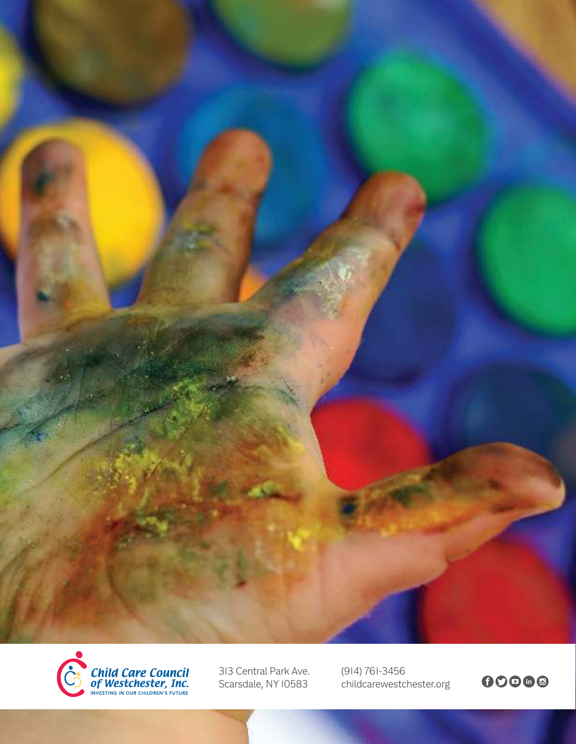Child Care Council of Westchester, Inc.
INVESTING IN OUR CHILDREN'S FUTURE

313 Central Park Ave.
Scarsdale, NY 10583

(914) 761-3456
childcarewestchester.org